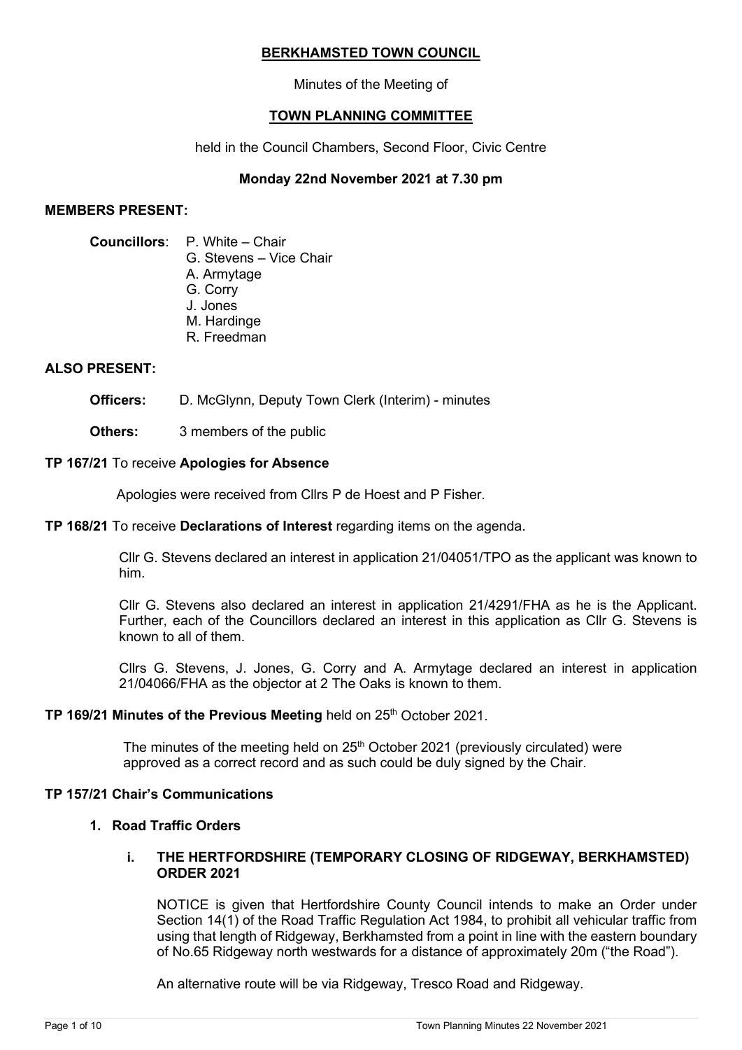# BERKHAMSTED TOWN COUNCIL

Minutes of the Meeting of

## TOWN PLANNING COMMITTEE

held in the Council Chambers, Second Floor, Civic Centre

**Monday 22nd November 2021 at 7.30 pm**

**MEMBERS PRESENT:**

**Councillors**: P. White – Chair
G. Stevens – Vice Chair
A. Armytage
G. Corry
J. Jones
M. Hardinge
R. Freedman

**ALSO PRESENT:**

**Officers:** D. McGlynn, Deputy Town Clerk (Interim) - minutes

**Others:** 3 members of the public

**TP 167/21** To receive **Apologies for Absence**

Apologies were received from Cllrs P de Hoest and P Fisher.

**TP 168/21** To receive **Declarations of Interest** regarding items on the agenda.

Cllr G. Stevens declared an interest in application 21/04051/TPO as the applicant was known to him.

Cllr G. Stevens also declared an interest in application 21/4291/FHA as he is the Applicant. Further, each of the Councillors declared an interest in this application as Cllr G. Stevens is known to all of them.

Cllrs G. Stevens, J. Jones, G. Corry and A. Armytage declared an interest in application 21/04066/FHA as the objector at 2 The Oaks is known to them.

**TP 169/21 Minutes of the Previous Meeting** held on 25th October 2021.

The minutes of the meeting held on 25th October 2021 (previously circulated) were approved as a correct record and as such could be duly signed by the Chair.

**TP 157/21 Chair's Communications**

1. **Road Traffic Orders**

   i. **THE HERTFORDSHIRE (TEMPORARY CLOSING OF RIDGEWAY, BERKHAMSTED) ORDER 2021**

   NOTICE is given that Hertfordshire County Council intends to make an Order under Section 14(1) of the Road Traffic Regulation Act 1984, to prohibit all vehicular traffic from using that length of Ridgeway, Berkhamsted from a point in line with the eastern boundary of No.65 Ridgeway north westwards for a distance of approximately 20m ("the Road").

   An alternative route will be via Ridgeway, Tresco Road and Ridgeway.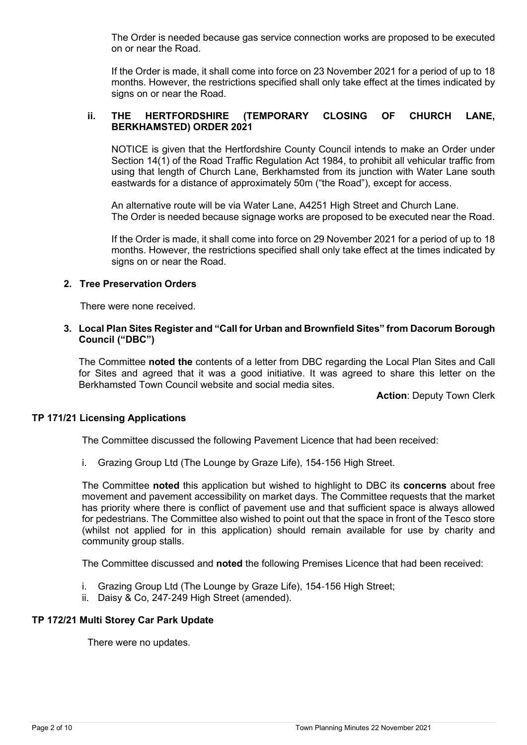The Order is needed because gas service connection works are proposed to be executed on or near the Road.

If the Order is made, it shall come into force on 23 November 2021 for a period of up to 18 months. However, the restrictions specified shall only take effect at the times indicated by signs on or near the Road.

**ii. THE HERTFORDSHIRE (TEMPORARY CLOSING OF CHURCH LANE, BERKHAMSTED) ORDER 2021**

NOTICE is given that the Hertfordshire County Council intends to make an Order under Section 14(1) of the Road Traffic Regulation Act 1984, to prohibit all vehicular traffic from using that length of Church Lane, Berkhamsted from its junction with Water Lane south eastwards for a distance of approximately 50m ("the Road"), except for access.

An alternative route will be via Water Lane, A4251 High Street and Church Lane.
The Order is needed because signage works are proposed to be executed near the Road.

If the Order is made, it shall come into force on 29 November 2021 for a period of up to 18 months. However, the restrictions specified shall only take effect at the times indicated by signs on or near the Road.

**2. Tree Preservation Orders**

There were none received.

**3. Local Plan Sites Register and "Call for Urban and Brownfield Sites" from Dacorum Borough Council ("DBC")**

The Committee **noted the** contents of a letter from DBC regarding the Local Plan Sites and Call for Sites and agreed that it was a good initiative. It was agreed to share this letter on the Berkhamsted Town Council website and social media sites.

**Action**: Deputy Town Clerk

**TP 171/21 Licensing Applications**

The Committee discussed the following Pavement Licence that had been received:

i. Grazing Group Ltd (The Lounge by Graze Life), 154-156 High Street.

The Committee **noted** this application but wished to highlight to DBC its **concerns** about free movement and pavement accessibility on market days. The Committee requests that the market has priority where there is conflict of pavement use and that sufficient space is always allowed for pedestrians. The Committee also wished to point out that the space in front of the Tesco store (whilst not applied for in this application) should remain available for use by charity and community group stalls.

The Committee discussed and **noted** the following Premises Licence that had been received:

i. Grazing Group Ltd (The Lounge by Graze Life), 154-156 High Street;
ii. Daisy & Co, 247-249 High Street (amended).

**TP 172/21 Multi Storey Car Park Update**

There were no updates.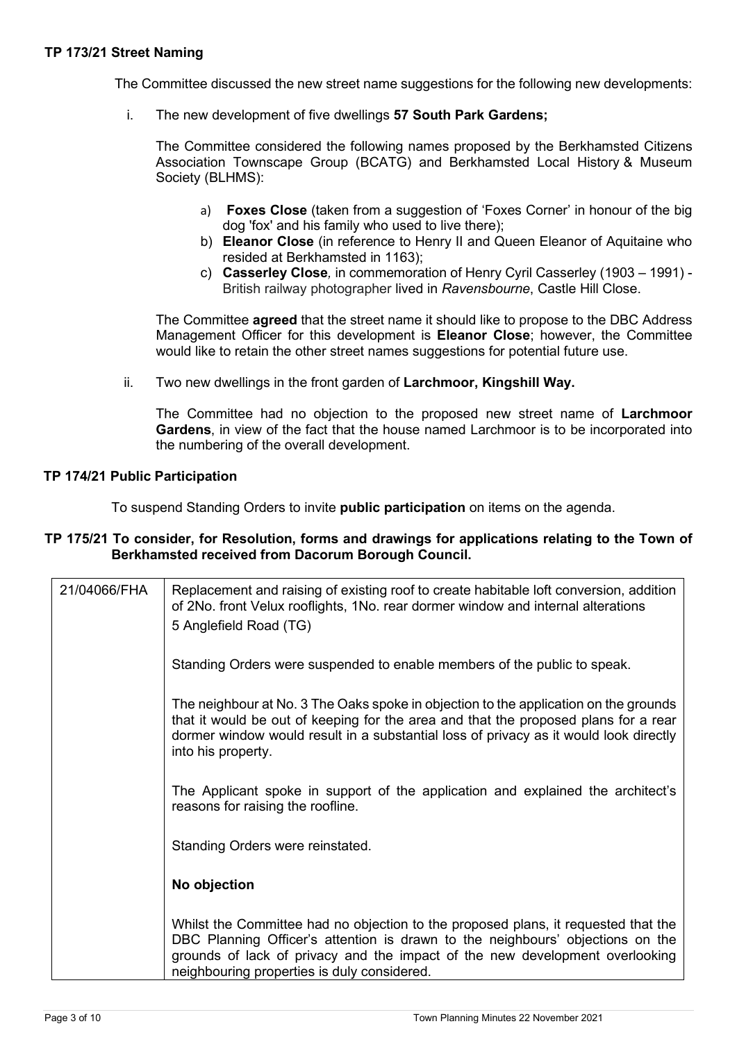### TP 173/21 Street Naming

The Committee discussed the new street name suggestions for the following new developments:

i. The new development of five dwellings **57 South Park Gardens;**

   The Committee considered the following names proposed by the Berkhamsted Citizens Association Townscape Group (BCATG) and Berkhamsted Local History & Museum Society (BLHMS):

   a) **Foxes Close** (taken from a suggestion of 'Foxes Corner' in honour of the big dog 'fox' and his family who used to live there);
   b) **Eleanor Close** (in reference to Henry II and Queen Eleanor of Aquitaine who resided at Berkhamsted in 1163);
   c) **Casserley Close***,* in commemoration of Henry Cyril Casserley (1903 – 1991) - British railway photographer lived in *Ravensbourne*, Castle Hill Close.

   The Committee **agreed** that the street name it should like to propose to the DBC Address Management Officer for this development is **Eleanor Close**; however, the Committee would like to retain the other street names suggestions for potential future use.

ii. Two new dwellings in the front garden of **Larchmoor, Kingshill Way.**

   The Committee had no objection to the proposed new street name of **Larchmoor Gardens**, in view of the fact that the house named Larchmoor is to be incorporated into the numbering of the overall development.

### TP 174/21 Public Participation

To suspend Standing Orders to invite **public participation** on items on the agenda.

### TP 175/21 To consider, for Resolution, forms and drawings for applications relating to the Town of Berkhamsted received from Dacorum Borough Council.

| | |
|---|---|
| 21/04066/FHA | Replacement and raising of existing roof to create habitable loft conversion, addition of 2No. front Velux rooflights, 1No. rear dormer window and internal alterations<br>5 Anglefield Road (TG)<br><br>Standing Orders were suspended to enable members of the public to speak.<br><br>The neighbour at No. 3 The Oaks spoke in objection to the application on the grounds that it would be out of keeping for the area and that the proposed plans for a rear dormer window would result in a substantial loss of privacy as it would look directly into his property.<br><br>The Applicant spoke in support of the application and explained the architect's reasons for raising the roofline.<br><br>Standing Orders were reinstated.<br><br>**No objection**<br><br>Whilst the Committee had no objection to the proposed plans, it requested that the DBC Planning Officer's attention is drawn to the neighbours' objections on the grounds of lack of privacy and the impact of the new development overlooking neighbouring properties is duly considered. |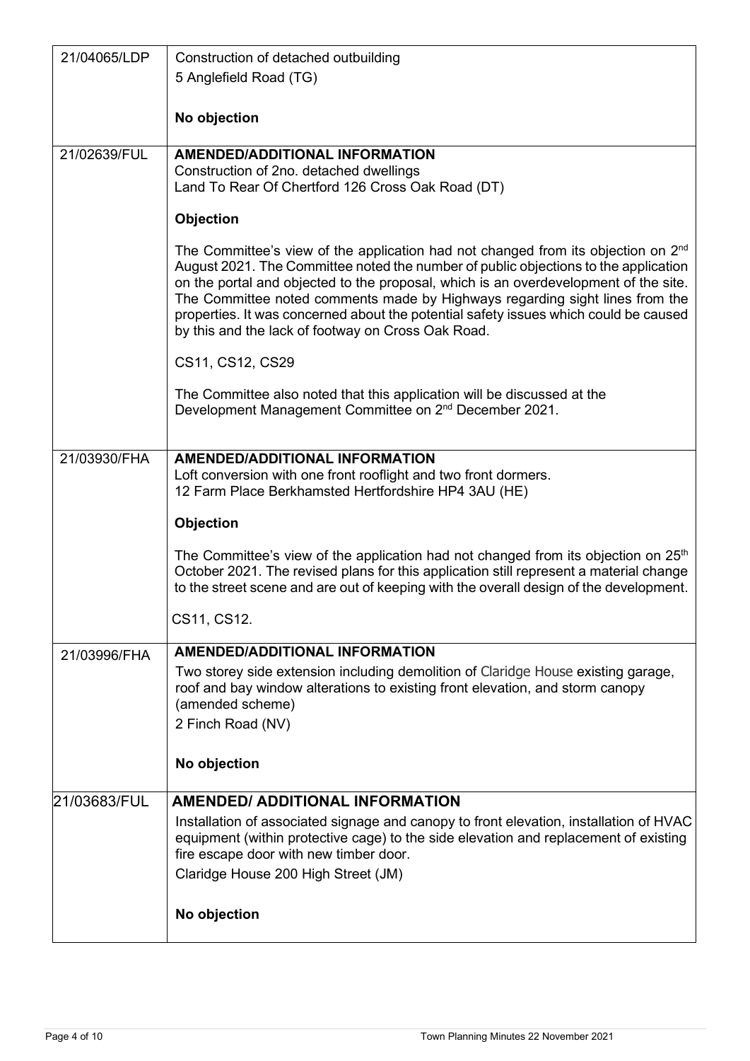| | |
|---|---|
| 21/04065/LDP | Construction of detached outbuilding<br>5 Anglefield Road (TG)<br><br>**No objection** |
| 21/02639/FUL | **AMENDED/ADDITIONAL INFORMATION**<br>Construction of 2no. detached dwellings<br>Land To Rear Of Chertford 126 Cross Oak Road (DT)<br><br>**Objection**<br><br>The Committee's view of the application had not changed from its objection on 2nd August 2021. The Committee noted the number of public objections to the application on the portal and objected to the proposal, which is an overdevelopment of the site. The Committee noted comments made by Highways regarding sight lines from the properties. It was concerned about the potential safety issues which could be caused by this and the lack of footway on Cross Oak Road.<br><br>CS11, CS12, CS29<br><br>The Committee also noted that this application will be discussed at the Development Management Committee on 2nd December 2021. |
| 21/03930/FHA | **AMENDED/ADDITIONAL INFORMATION**<br>Loft conversion with one front rooflight and two front dormers.<br>12 Farm Place Berkhamsted Hertfordshire HP4 3AU (HE)<br><br>**Objection**<br><br>The Committee's view of the application had not changed from its objection on 25th October 2021. The revised plans for this application still represent a material change to the street scene and are out of keeping with the overall design of the development.<br><br>CS11, CS12. |
| 21/03996/FHA | **AMENDED/ADDITIONAL INFORMATION**<br>Two storey side extension including demolition of Claridge House existing garage, roof and bay window alterations to existing front elevation, and storm canopy (amended scheme)<br>2 Finch Road (NV)<br><br>**No objection** |
| 21/03683/FUL | **AMENDED/ ADDITIONAL INFORMATION**<br>Installation of associated signage and canopy to front elevation, installation of HVAC equipment (within protective cage) to the side elevation and replacement of existing fire escape door with new timber door.<br>Claridge House 200 High Street (JM)<br><br>**No objection** |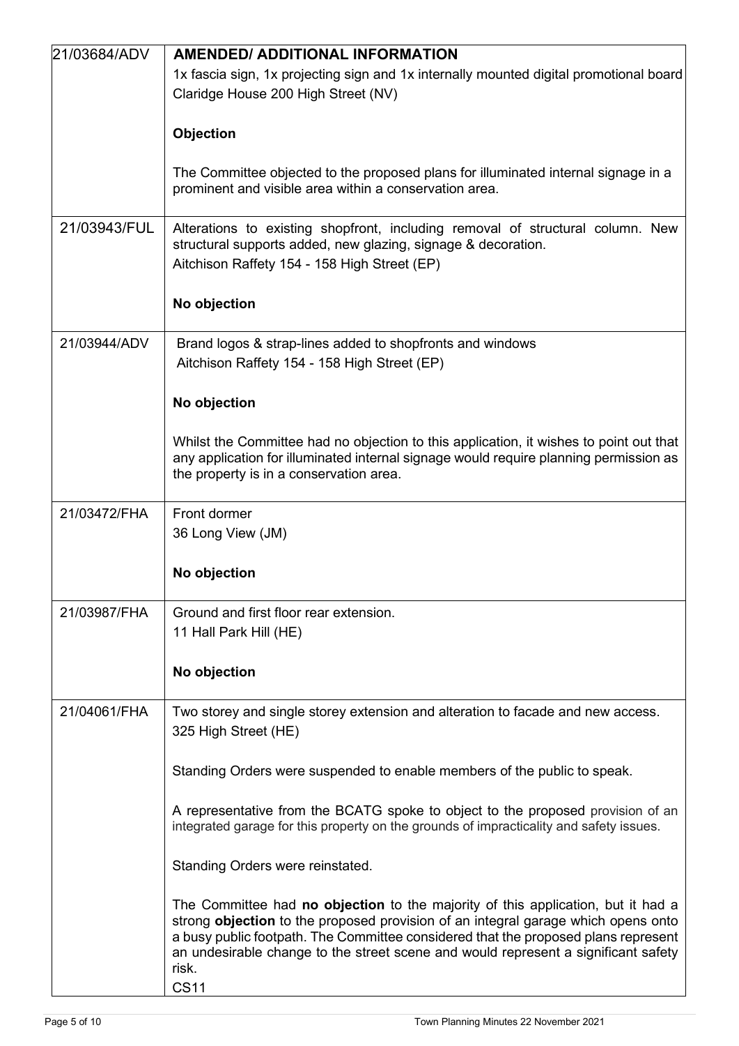| | |
|---|---|
| 21/03684/ADV | **AMENDED/ ADDITIONAL INFORMATION**<br>1x fascia sign, 1x projecting sign and 1x internally mounted digital promotional board<br>Claridge House 200 High Street (NV)<br><br>**Objection**<br><br>The Committee objected to the proposed plans for illuminated internal signage in a prominent and visible area within a conservation area. |
| 21/03943/FUL | Alterations to existing shopfront, including removal of structural column. New structural supports added, new glazing, signage & decoration.<br>Aitchison Raffety 154 - 158 High Street (EP)<br><br>**No objection** |
| 21/03944/ADV | Brand logos & strap-lines added to shopfronts and windows<br>Aitchison Raffety 154 - 158 High Street (EP)<br><br>**No objection**<br><br>Whilst the Committee had no objection to this application, it wishes to point out that any application for illuminated internal signage would require planning permission as the property is in a conservation area. |
| 21/03472/FHA | Front dormer<br>36 Long View (JM)<br><br>**No objection** |
| 21/03987/FHA | Ground and first floor rear extension.<br>11 Hall Park Hill (HE)<br><br>**No objection** |
| 21/04061/FHA | Two storey and single storey extension and alteration to facade and new access.<br>325 High Street (HE)<br><br>Standing Orders were suspended to enable members of the public to speak.<br><br>A representative from the BCATG spoke to object to the proposed provision of an integrated garage for this property on the grounds of impracticality and safety issues.<br><br>Standing Orders were reinstated.<br><br>The Committee had **no objection** to the majority of this application, but it had a strong **objection** to the proposed provision of an integral garage which opens onto a busy public footpath. The Committee considered that the proposed plans represent an undesirable change to the street scene and would represent a significant safety risk.<br>CS11 |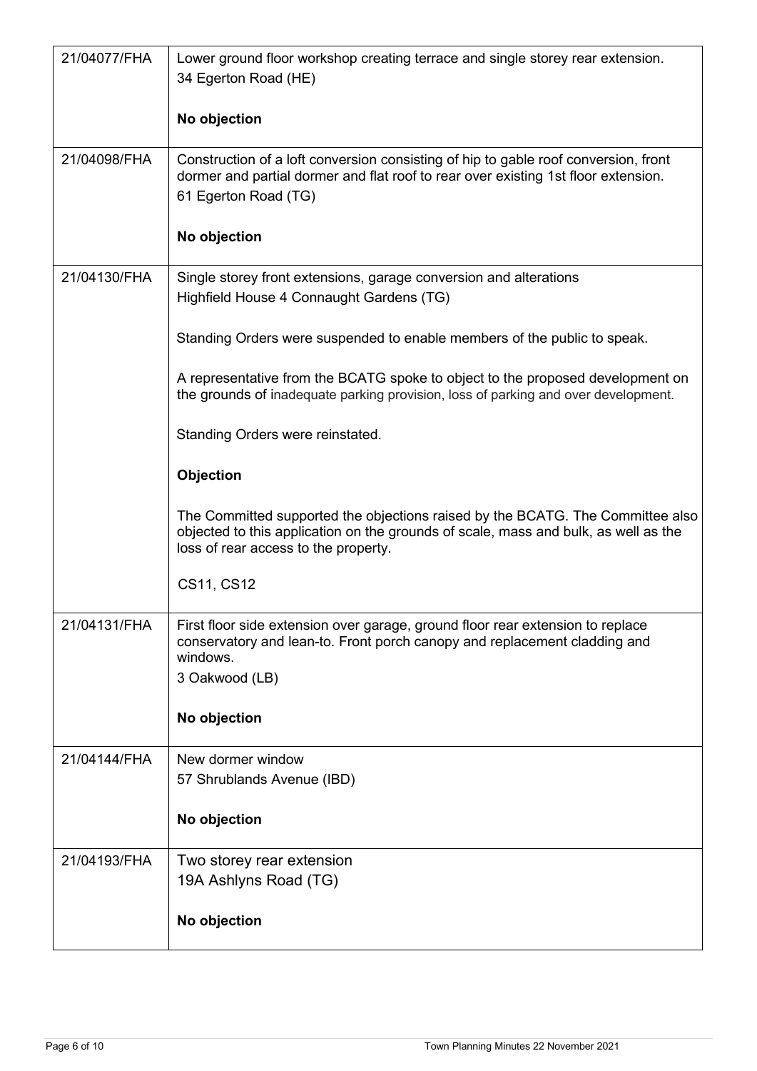| | |
|---|---|
| 21/04077/FHA | Lower ground floor workshop creating terrace and single storey rear extension.<br>34 Egerton Road (HE)<br><br>**No objection** |
| 21/04098/FHA | Construction of a loft conversion consisting of hip to gable roof conversion, front dormer and partial dormer and flat roof to rear over existing 1st floor extension.<br>61 Egerton Road (TG)<br><br>**No objection** |
| 21/04130/FHA | Single storey front extensions, garage conversion and alterations<br>Highfield House 4 Connaught Gardens (TG)<br><br>Standing Orders were suspended to enable members of the public to speak.<br><br>A representative from the BCATG spoke to object to the proposed development on the grounds of inadequate parking provision, loss of parking and over development.<br><br>Standing Orders were reinstated.<br><br>**Objection**<br><br>The Committed supported the objections raised by the BCATG. The Committee also objected to this application on the grounds of scale, mass and bulk, as well as the loss of rear access to the property.<br><br>CS11, CS12 |
| 21/04131/FHA | First floor side extension over garage, ground floor rear extension to replace conservatory and lean-to. Front porch canopy and replacement cladding and windows.<br>3 Oakwood (LB)<br><br>**No objection** |
| 21/04144/FHA | New dormer window<br>57 Shrublands Avenue (IBD)<br><br>**No objection** |
| 21/04193/FHA | Two storey rear extension<br>19A Ashlyns Road (TG)<br><br>**No objection** |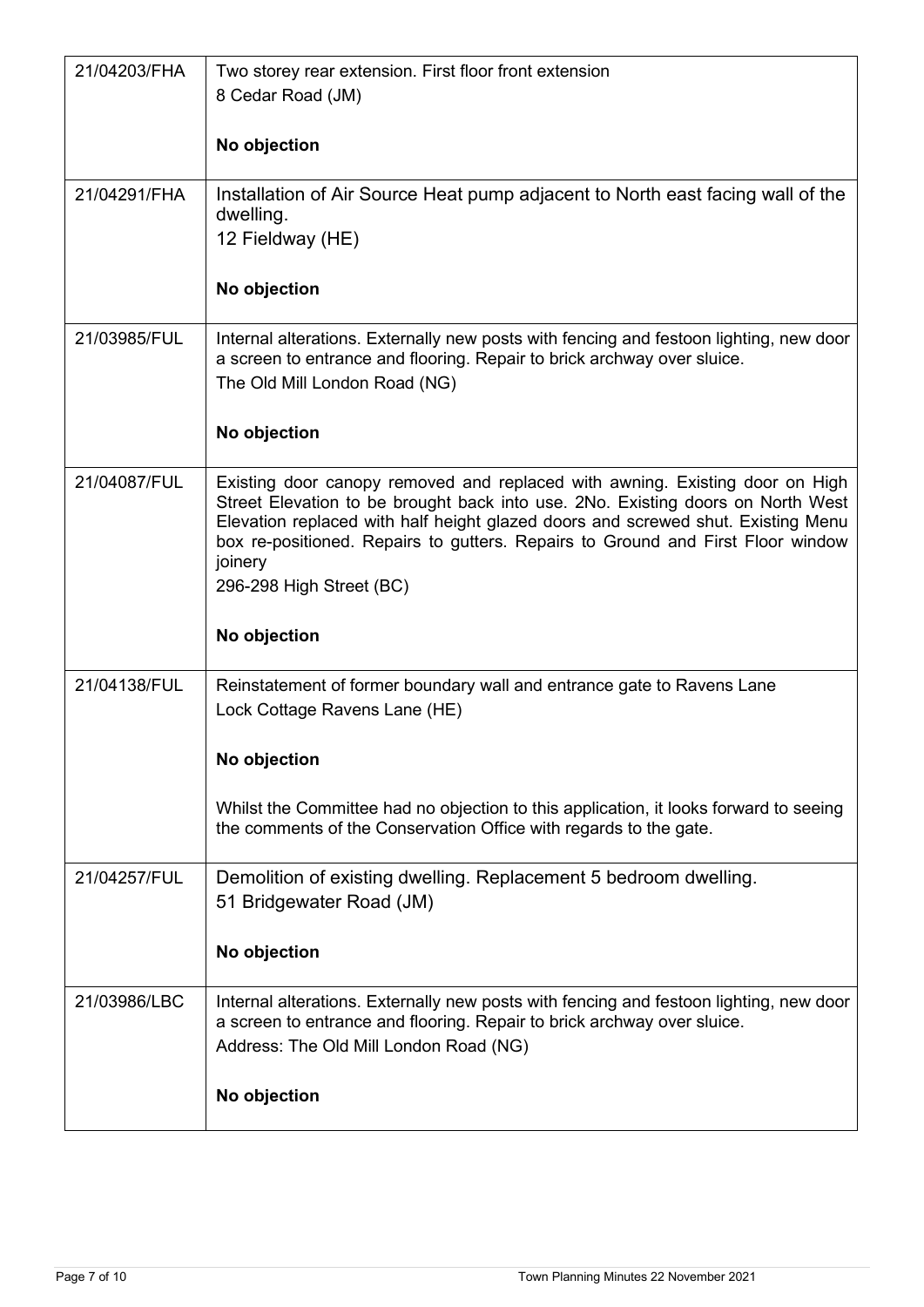| | |
|---|---|
| 21/04203/FHA | Two storey rear extension. First floor front extension<br>8 Cedar Road (JM)<br><br>**No objection** |
| 21/04291/FHA | Installation of Air Source Heat pump adjacent to North east facing wall of the dwelling.<br>12 Fieldway (HE)<br><br>**No objection** |
| 21/03985/FUL | Internal alterations. Externally new posts with fencing and festoon lighting, new door a screen to entrance and flooring. Repair to brick archway over sluice.<br>The Old Mill London Road (NG)<br><br>**No objection** |
| 21/04087/FUL | Existing door canopy removed and replaced with awning. Existing door on High Street Elevation to be brought back into use. 2No. Existing doors on North West Elevation replaced with half height glazed doors and screwed shut. Existing Menu box re-positioned. Repairs to gutters. Repairs to Ground and First Floor window joinery<br>296-298 High Street (BC)<br><br>**No objection** |
| 21/04138/FUL | Reinstatement of former boundary wall and entrance gate to Ravens Lane<br>Lock Cottage Ravens Lane (HE)<br><br>**No objection**<br><br>Whilst the Committee had no objection to this application, it looks forward to seeing the comments of the Conservation Office with regards to the gate. |
| 21/04257/FUL | Demolition of existing dwelling. Replacement 5 bedroom dwelling.<br>51 Bridgewater Road (JM)<br><br>**No objection** |
| 21/03986/LBC | Internal alterations. Externally new posts with fencing and festoon lighting, new door a screen to entrance and flooring. Repair to brick archway over sluice.<br>Address: The Old Mill London Road (NG)<br><br>**No objection** |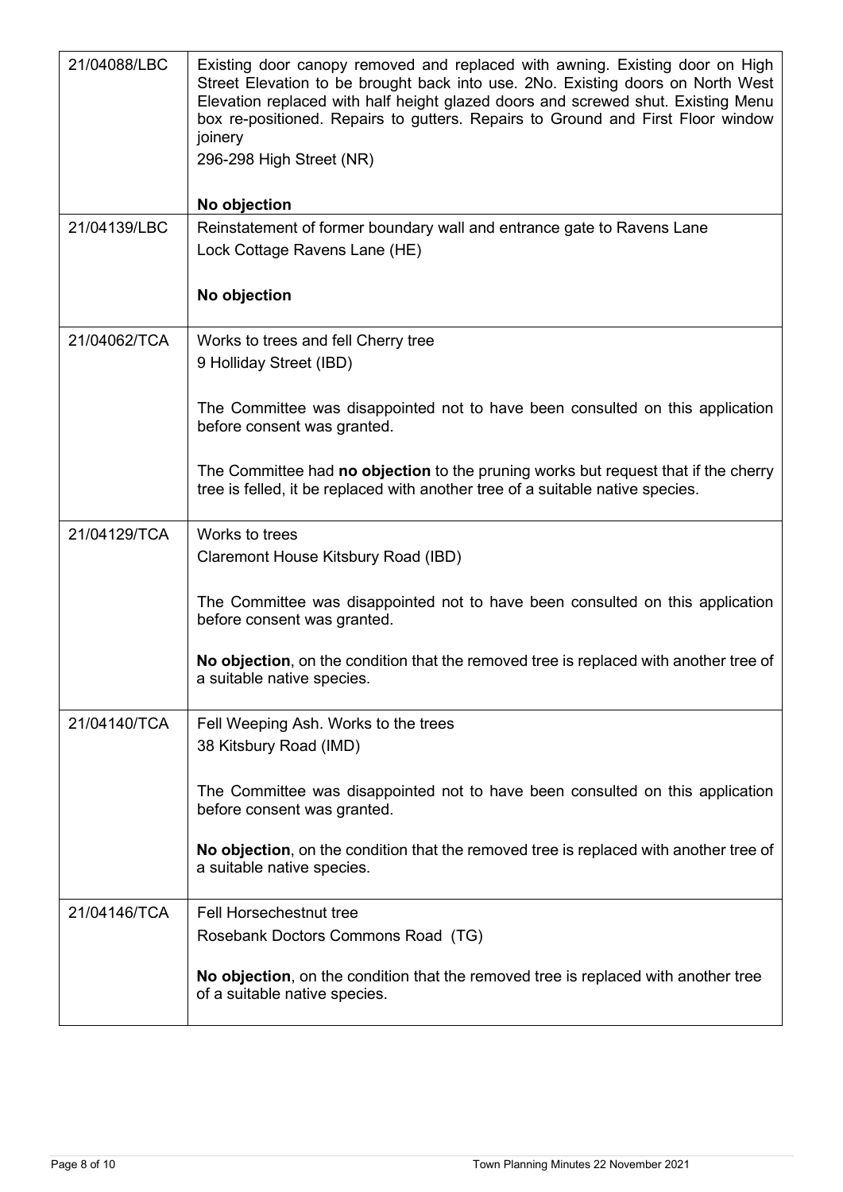| | |
|---|---|
| 21/04088/LBC | Existing door canopy removed and replaced with awning. Existing door on High Street Elevation to be brought back into use. 2No. Existing doors on North West Elevation replaced with half height glazed doors and screwed shut. Existing Menu box re-positioned. Repairs to gutters. Repairs to Ground and First Floor window joinery<br>296-298 High Street (NR)<br><br>**No objection** |
| 21/04139/LBC | Reinstatement of former boundary wall and entrance gate to Ravens Lane<br>Lock Cottage Ravens Lane (HE)<br><br>**No objection** |
| 21/04062/TCA | Works to trees and fell Cherry tree<br>9 Holliday Street (IBD)<br><br>The Committee was disappointed not to have been consulted on this application before consent was granted.<br><br>The Committee had **no objection** to the pruning works but request that if the cherry tree is felled, it be replaced with another tree of a suitable native species. |
| 21/04129/TCA | Works to trees<br>Claremont House Kitsbury Road (IBD)<br><br>The Committee was disappointed not to have been consulted on this application before consent was granted.<br><br>**No objection**, on the condition that the removed tree is replaced with another tree of a suitable native species. |
| 21/04140/TCA | Fell Weeping Ash. Works to the trees<br>38 Kitsbury Road (IMD)<br><br>The Committee was disappointed not to have been consulted on this application before consent was granted.<br><br>**No objection**, on the condition that the removed tree is replaced with another tree of a suitable native species. |
| 21/04146/TCA | Fell Horsechestnut tree<br>Rosebank Doctors Commons Road (TG)<br><br>**No objection**, on the condition that the removed tree is replaced with another tree of a suitable native species. |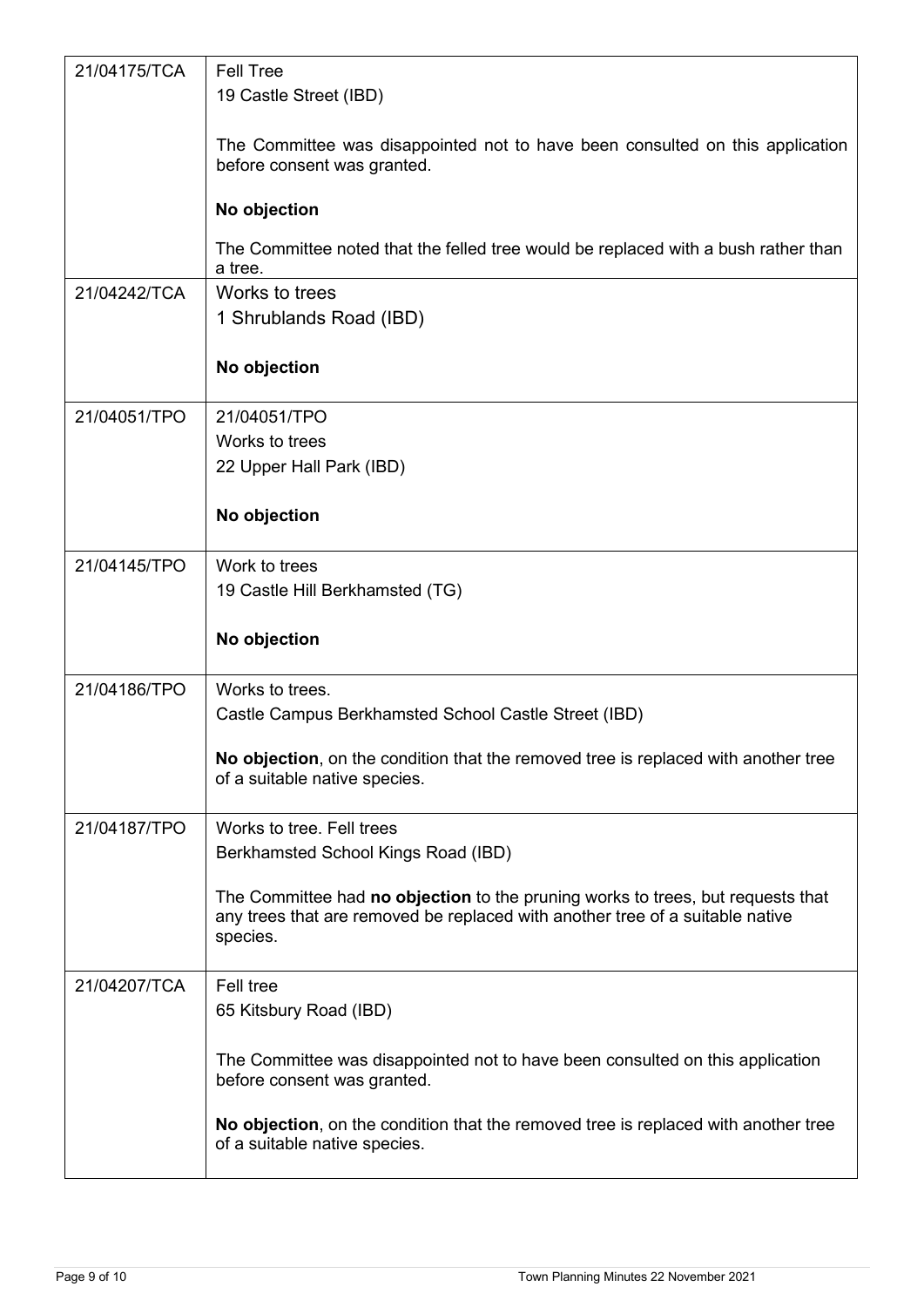| | |
|---|---|
| 21/04175/TCA | Fell Tree<br>19 Castle Street (IBD)<br><br>The Committee was disappointed not to have been consulted on this application before consent was granted.<br><br>**No objection**<br><br>The Committee noted that the felled tree would be replaced with a bush rather than a tree. |
| 21/04242/TCA | Works to trees<br>1 Shrublands Road (IBD)<br><br>**No objection** |
| 21/04051/TPO | 21/04051/TPO<br>Works to trees<br>22 Upper Hall Park (IBD)<br><br>**No objection** |
| 21/04145/TPO | Work to trees<br>19 Castle Hill Berkhamsted (TG)<br><br>**No objection** |
| 21/04186/TPO | Works to trees.<br>Castle Campus Berkhamsted School Castle Street (IBD)<br><br>**No objection**, on the condition that the removed tree is replaced with another tree of a suitable native species. |
| 21/04187/TPO | Works to tree. Fell trees<br>Berkhamsted School Kings Road (IBD)<br><br>The Committee had **no objection** to the pruning works to trees, but requests that any trees that are removed be replaced with another tree of a suitable native species. |
| 21/04207/TCA | Fell tree<br>65 Kitsbury Road (IBD)<br><br>The Committee was disappointed not to have been consulted on this application before consent was granted.<br><br>**No objection**, on the condition that the removed tree is replaced with another tree of a suitable native species. |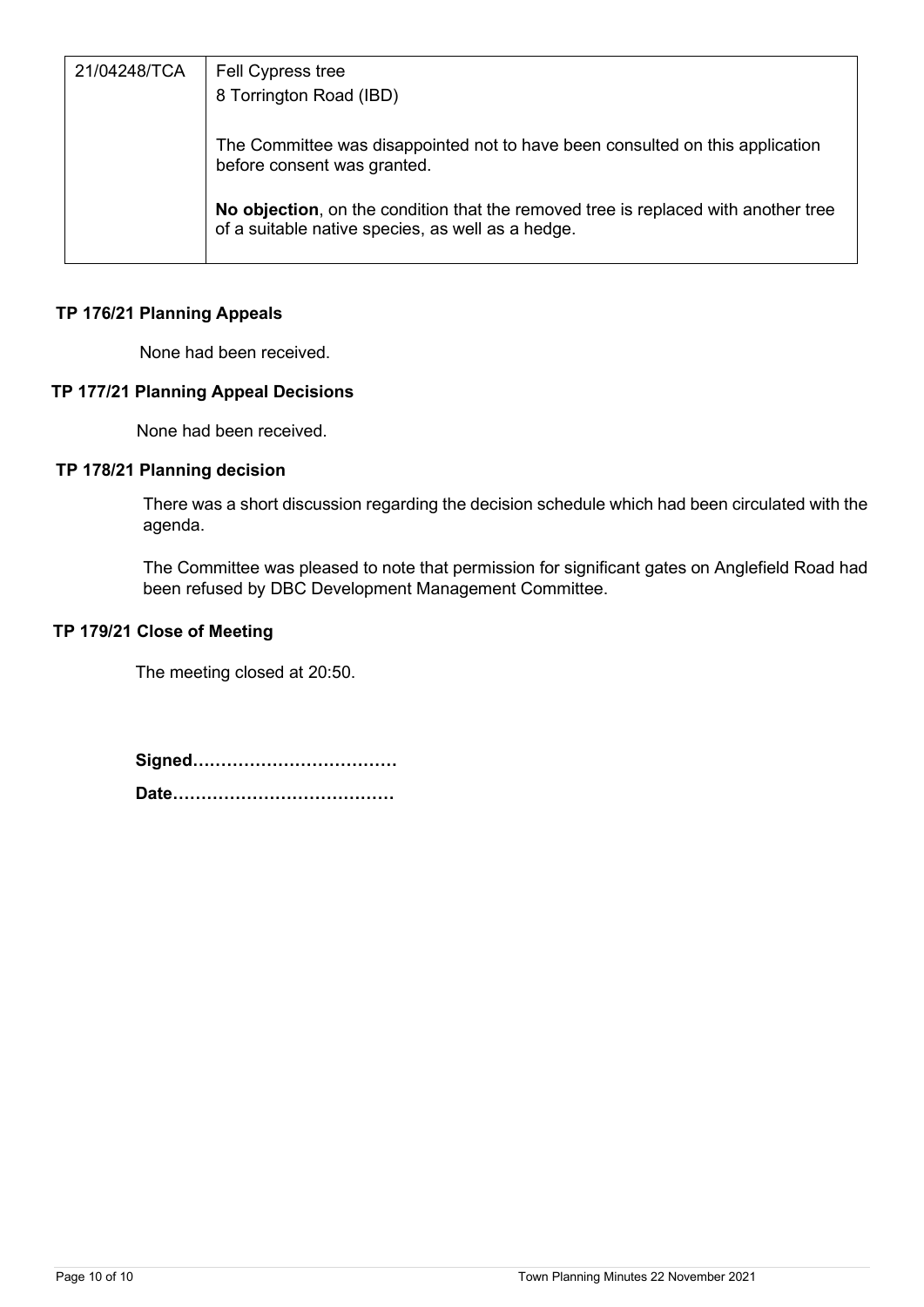| | |
|---|---|
| 21/04248/TCA | Fell Cypress tree<br>8 Torrington Road (IBD)<br><br>The Committee was disappointed not to have been consulted on this application before consent was granted.<br><br>**No objection**, on the condition that the removed tree is replaced with another tree of a suitable native species, as well as a hedge. |

**TP 176/21 Planning Appeals**

None had been received.

**TP 177/21 Planning Appeal Decisions**

None had been received.

**TP 178/21 Planning decision**

There was a short discussion regarding the decision schedule which had been circulated with the agenda.

The Committee was pleased to note that permission for significant gates on Anglefield Road had been refused by DBC Development Management Committee.

**TP 179/21 Close of Meeting**

The meeting closed at 20:50.

**Signed………………………………**

**Date…………………………………**